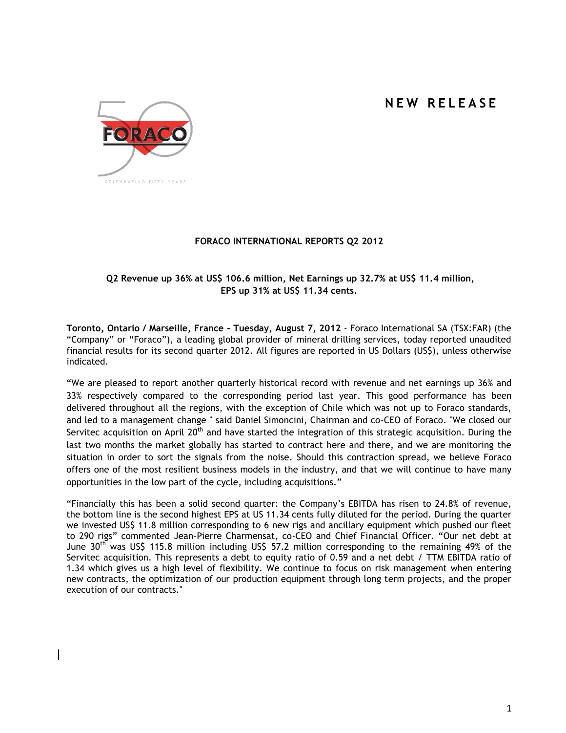# NEW RELEASE

**FORACO INTERNATIONAL REPORTS Q2 2012**

**Q2 Revenue up 36% at US$ 106.6 million, Net Earnings up 32.7% at US$ 11.4 million, EPS up 31% at US$ 11.34 cents.**

**Toronto, Ontario / Marseille, France – Tuesday, August 7, 2012** - Foraco International SA (TSX:FAR) (the "Company" or "Foraco"), a leading global provider of mineral drilling services, today reported unaudited financial results for its second quarter 2012. All figures are reported in US Dollars (US$), unless otherwise indicated.

"We are pleased to report another quarterly historical record with revenue and net earnings up 36% and 33% respectively compared to the corresponding period last year. This good performance has been delivered throughout all the regions, with the exception of Chile which was not up to Foraco standards, and led to a management change " said Daniel Simoncini, Chairman and co-CEO of Foraco. "We closed our Servitec acquisition on April 20th and have started the integration of this strategic acquisition. During the last two months the market globally has started to contract here and there, and we are monitoring the situation in order to sort the signals from the noise. Should this contraction spread, we believe Foraco offers one of the most resilient business models in the industry, and that we will continue to have many opportunities in the low part of the cycle, including acquisitions."

"Financially this has been a solid second quarter: the Company's EBITDA has risen to 24.8% of revenue, the bottom line is the second highest EPS at US 11.34 cents fully diluted for the period. During the quarter we invested US$ 11.8 million corresponding to 6 new rigs and ancillary equipment which pushed our fleet to 290 rigs" commented Jean-Pierre Charmensat, co-CEO and Chief Financial Officer. "Our net debt at June 30th was US$ 115.8 million including US$ 57.2 million corresponding to the remaining 49% of the Servitec acquisition. This represents a debt to equity ratio of 0.59 and a net debt / TTM EBITDA ratio of 1.34 which gives us a high level of flexibility. We continue to focus on risk management when entering new contracts, the optimization of our production equipment through long term projects, and the proper execution of our contracts."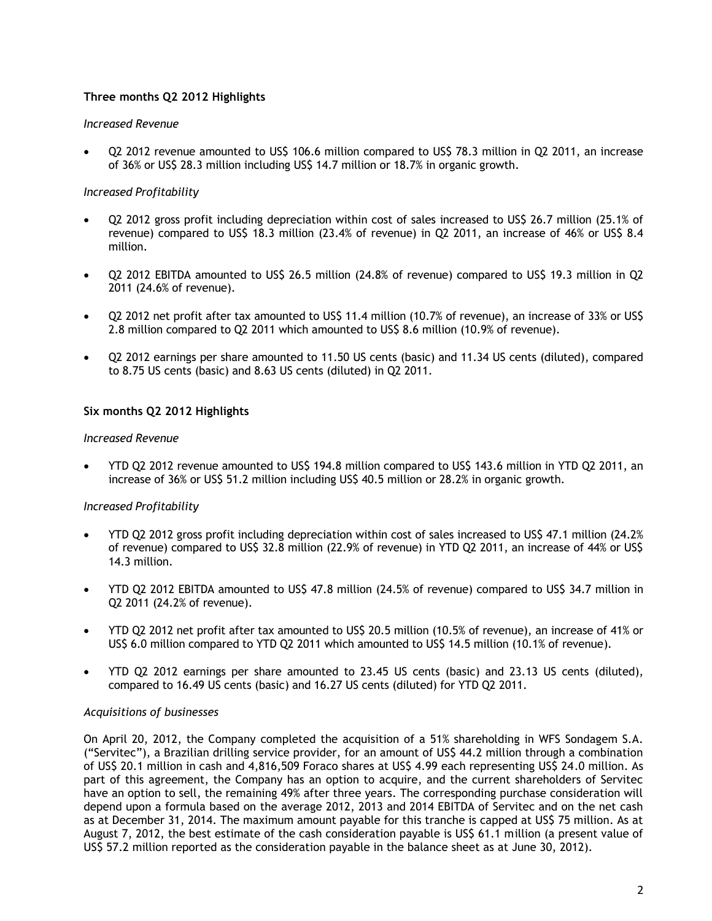### Three months Q2 2012 Highlights

*Increased Revenue*

- Q2 2012 revenue amounted to US$ 106.6 million compared to US$ 78.3 million in Q2 2011, an increase of 36% or US$ 28.3 million including US$ 14.7 million or 18.7% in organic growth.

*Increased Profitability*

- Q2 2012 gross profit including depreciation within cost of sales increased to US$ 26.7 million (25.1% of revenue) compared to US$ 18.3 million (23.4% of revenue) in Q2 2011, an increase of 46% or US$ 8.4 million.
- Q2 2012 EBITDA amounted to US$ 26.5 million (24.8% of revenue) compared to US$ 19.3 million in Q2 2011 (24.6% of revenue).
- Q2 2012 net profit after tax amounted to US$ 11.4 million (10.7% of revenue), an increase of 33% or US$ 2.8 million compared to Q2 2011 which amounted to US$ 8.6 million (10.9% of revenue).
- Q2 2012 earnings per share amounted to 11.50 US cents (basic) and 11.34 US cents (diluted), compared to 8.75 US cents (basic) and 8.63 US cents (diluted) in Q2 2011.

### Six months Q2 2012 Highlights

*Increased Revenue*

- YTD Q2 2012 revenue amounted to US$ 194.8 million compared to US$ 143.6 million in YTD Q2 2011, an increase of 36% or US$ 51.2 million including US$ 40.5 million or 28.2% in organic growth.

*Increased Profitability*

- YTD Q2 2012 gross profit including depreciation within cost of sales increased to US$ 47.1 million (24.2% of revenue) compared to US$ 32.8 million (22.9% of revenue) in YTD Q2 2011, an increase of 44% or US$ 14.3 million.
- YTD Q2 2012 EBITDA amounted to US$ 47.8 million (24.5% of revenue) compared to US$ 34.7 million in Q2 2011 (24.2% of revenue).
- YTD Q2 2012 net profit after tax amounted to US$ 20.5 million (10.5% of revenue), an increase of 41% or US$ 6.0 million compared to YTD Q2 2011 which amounted to US$ 14.5 million (10.1% of revenue).
- YTD Q2 2012 earnings per share amounted to 23.45 US cents (basic) and 23.13 US cents (diluted), compared to 16.49 US cents (basic) and 16.27 US cents (diluted) for YTD Q2 2011.

*Acquisitions of businesses*

On April 20, 2012, the Company completed the acquisition of a 51% shareholding in WFS Sondagem S.A. ("Servitec"), a Brazilian drilling service provider, for an amount of US$ 44.2 million through a combination of US$ 20.1 million in cash and 4,816,509 Foraco shares at US$ 4.99 each representing US$ 24.0 million. As part of this agreement, the Company has an option to acquire, and the current shareholders of Servitec have an option to sell, the remaining 49% after three years. The corresponding purchase consideration will depend upon a formula based on the average 2012, 2013 and 2014 EBITDA of Servitec and on the net cash as at December 31, 2014. The maximum amount payable for this tranche is capped at US$ 75 million. As at August 7, 2012, the best estimate of the cash consideration payable is US$ 61.1 million (a present value of US$ 57.2 million reported as the consideration payable in the balance sheet as at June 30, 2012).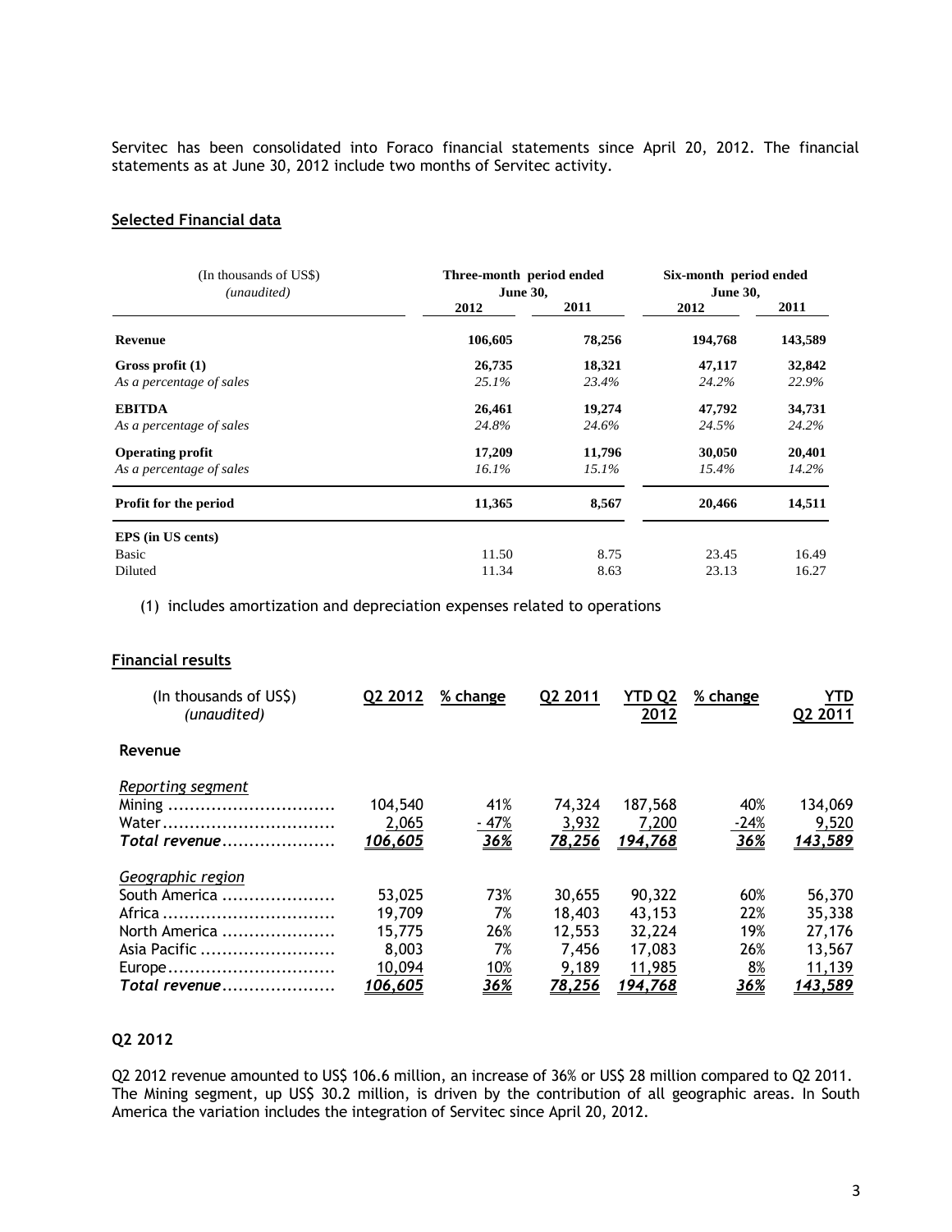Servitec has been consolidated into Foraco financial statements since April 20, 2012. The financial statements as at June 30, 2012 include two months of Servitec activity.

## Selected Financial data

| (In thousands of US$) *(unaudited)* | Three-month period ended June 30, | | Six-month period ended June 30, | |
|---|---|---|---|---|
| | 2012 | 2011 | 2012 | 2011 |
| **Revenue** | **106,605** | **78,256** | **194,768** | **143,589** |
| **Gross profit (1)** | **26,735** | **18,321** | **47,117** | **32,842** |
| *As a percentage of sales* | *25.1%* | *23.4%* | *24.2%* | *22.9%* |
| **EBITDA** | **26,461** | **19,274** | **47,792** | **34,731** |
| *As a percentage of sales* | *24.8%* | *24.6%* | *24.5%* | *24.2%* |
| **Operating profit** | **17,209** | **11,796** | **30,050** | **20,401** |
| *As a percentage of sales* | *16.1%* | *15.1%* | *15.4%* | *14.2%* |
| **Profit for the period** | **11,365** | **8,567** | **20,466** | **14,511** |
| **EPS (in US cents)** | | | | |
| Basic | 11.50 | 8.75 | 23.45 | 16.49 |
| Diluted | 11.34 | 8.63 | 23.13 | 16.27 |

(1) includes amortization and depreciation expenses related to operations

## Financial results

| (In thousands of US$) *(unaudited)* | Q2 2012 | % change | Q2 2011 | YTD Q2 2012 | % change | YTD Q2 2011 |
|---|---|---|---|---|---|---|
| **Revenue** | | | | | | |
| *Reporting segment* | | | | | | |
| Mining | 104,540 | 41% | 74,324 | 187,568 | 40% | 134,069 |
| Water | 2,065 | - 47% | 3,932 | 7,200 | -24% | 9,520 |
| *Total revenue* | *106,605* | *36%* | *78,256* | *194,768* | *36%* | *143,589* |
| *Geographic region* | | | | | | |
| South America | 53,025 | 73% | 30,655 | 90,322 | 60% | 56,370 |
| Africa | 19,709 | 7% | 18,403 | 43,153 | 22% | 35,338 |
| North America | 15,775 | 26% | 12,553 | 32,224 | 19% | 27,176 |
| Asia Pacific | 8,003 | 7% | 7,456 | 17,083 | 26% | 13,567 |
| Europe | 10,094 | 10% | 9,189 | 11,985 | 8% | 11,139 |
| *Total revenue* | *106,605* | *36%* | *78,256* | *194,768* | *36%* | *143,589* |

### Q2 2012

Q2 2012 revenue amounted to US$ 106.6 million, an increase of 36% or US$ 28 million compared to Q2 2011. The Mining segment, up US$ 30.2 million, is driven by the contribution of all geographic areas. In South America the variation includes the integration of Servitec since April 20, 2012.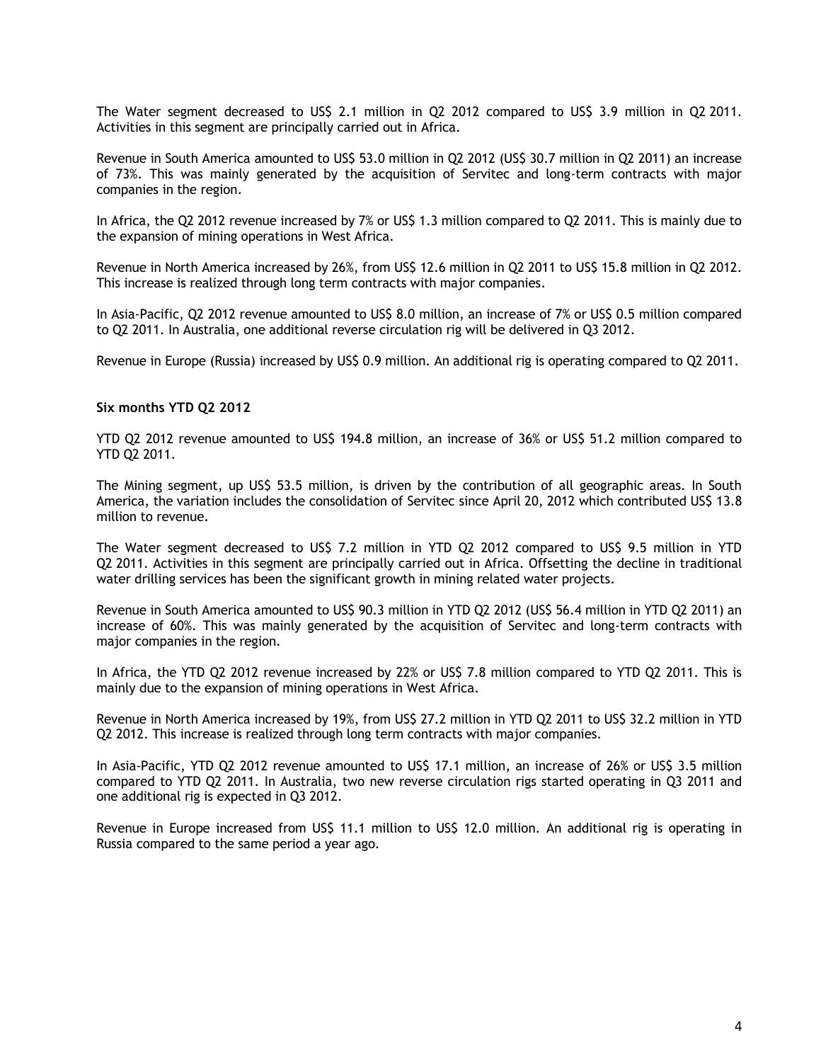The Water segment decreased to US$ 2.1 million in Q2 2012 compared to US$ 3.9 million in Q2 2011. Activities in this segment are principally carried out in Africa.

Revenue in South America amounted to US$ 53.0 million in Q2 2012 (US$ 30.7 million in Q2 2011) an increase of 73%. This was mainly generated by the acquisition of Servitec and long-term contracts with major companies in the region.

In Africa, the Q2 2012 revenue increased by 7% or US$ 1.3 million compared to Q2 2011. This is mainly due to the expansion of mining operations in West Africa.

Revenue in North America increased by 26%, from US$ 12.6 million in Q2 2011 to US$ 15.8 million in Q2 2012. This increase is realized through long term contracts with major companies.

In Asia-Pacific, Q2 2012 revenue amounted to US$ 8.0 million, an increase of 7% or US$ 0.5 million compared to Q2 2011. In Australia, one additional reverse circulation rig will be delivered in Q3 2012.

Revenue in Europe (Russia) increased by US$ 0.9 million. An additional rig is operating compared to Q2 2011.

**Six months YTD Q2 2012**

YTD Q2 2012 revenue amounted to US$ 194.8 million, an increase of 36% or US$ 51.2 million compared to YTD Q2 2011.

The Mining segment, up US$ 53.5 million, is driven by the contribution of all geographic areas. In South America, the variation includes the consolidation of Servitec since April 20, 2012 which contributed US$ 13.8 million to revenue.

The Water segment decreased to US$ 7.2 million in YTD Q2 2012 compared to US$ 9.5 million in YTD Q2 2011. Activities in this segment are principally carried out in Africa. Offsetting the decline in traditional water drilling services has been the significant growth in mining related water projects.

Revenue in South America amounted to US$ 90.3 million in YTD Q2 2012 (US$ 56.4 million in YTD Q2 2011) an increase of 60%. This was mainly generated by the acquisition of Servitec and long-term contracts with major companies in the region.

In Africa, the YTD Q2 2012 revenue increased by 22% or US$ 7.8 million compared to YTD Q2 2011. This is mainly due to the expansion of mining operations in West Africa.

Revenue in North America increased by 19%, from US$ 27.2 million in YTD Q2 2011 to US$ 32.2 million in YTD Q2 2012. This increase is realized through long term contracts with major companies.

In Asia-Pacific, YTD Q2 2012 revenue amounted to US$ 17.1 million, an increase of 26% or US$ 3.5 million compared to YTD Q2 2011. In Australia, two new reverse circulation rigs started operating in Q3 2011 and one additional rig is expected in Q3 2012.

Revenue in Europe increased from US$ 11.1 million to US$ 12.0 million. An additional rig is operating in Russia compared to the same period a year ago.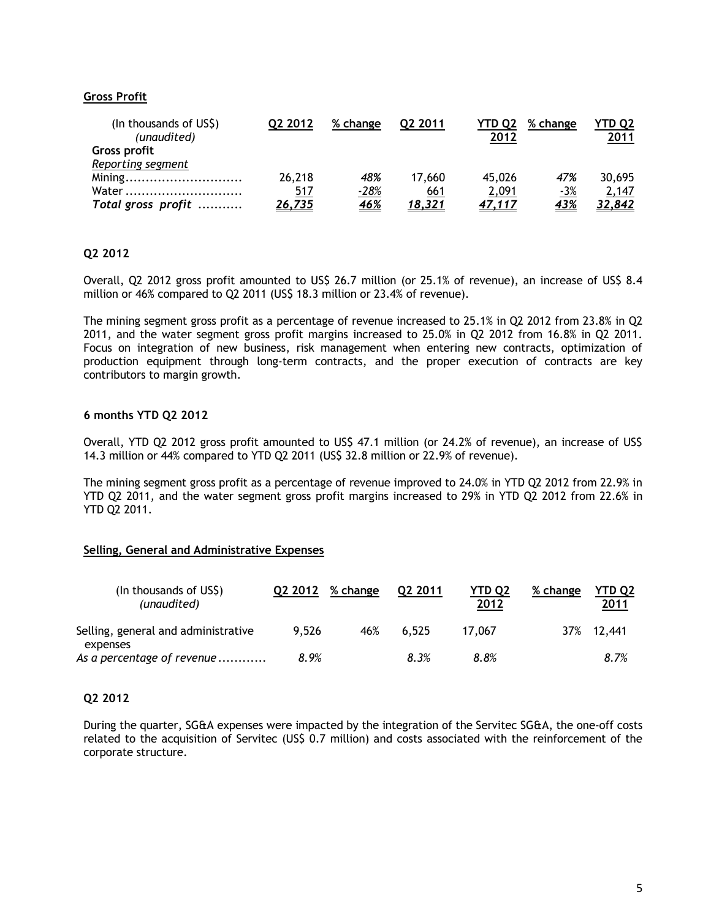## Gross Profit

| (In thousands of US$) *(unaudited)* | Q2 2012 | % change | Q2 2011 | YTD Q2 2012 | % change | YTD Q2 2011 |
|---|---|---|---|---|---|---|
| **Gross profit** | | | | | | |
| *Reporting segment* | | | | | | |
| Mining | 26,218 | *48%* | 17,660 | 45,026 | *47%* | 30,695 |
| Water | 517 | *-28%* | 661 | 2,091 | *-3%* | 2,147 |
| ***Total gross profit*** | ***26,735*** | ***46%*** | ***18,321*** | ***47,117*** | ***43%*** | ***32,842*** |

### Q2 2012

Overall, Q2 2012 gross profit amounted to US$ 26.7 million (or 25.1% of revenue), an increase of US$ 8.4 million or 46% compared to Q2 2011 (US$ 18.3 million or 23.4% of revenue).

The mining segment gross profit as a percentage of revenue increased to 25.1% in Q2 2012 from 23.8% in Q2 2011, and the water segment gross profit margins increased to 25.0% in Q2 2012 from 16.8% in Q2 2011. Focus on integration of new business, risk management when entering new contracts, optimization of production equipment through long-term contracts, and the proper execution of contracts are key contributors to margin growth.

### 6 months YTD Q2 2012

Overall, YTD Q2 2012 gross profit amounted to US$ 47.1 million (or 24.2% of revenue), an increase of US$ 14.3 million or 44% compared to YTD Q2 2011 (US$ 32.8 million or 22.9% of revenue).

The mining segment gross profit as a percentage of revenue improved to 24.0% in YTD Q2 2012 from 22.9% in YTD Q2 2011, and the water segment gross profit margins increased to 29% in YTD Q2 2012 from 22.6% in YTD Q2 2011.

## Selling, General and Administrative Expenses

| (In thousands of US$) *(unaudited)* | Q2 2012 | % change | Q2 2011 | YTD Q2 2012 | % change | YTD Q2 2011 |
|---|---|---|---|---|---|---|
| Selling, general and administrative expenses | 9,526 | 46% | 6,525 | 17,067 | 37% | 12,441 |
| *As a percentage of revenue* | *8.9%* | | *8.3%* | *8.8%* | | *8.7%* |

### Q2 2012

During the quarter, SG&A expenses were impacted by the integration of the Servitec SG&A, the one-off costs related to the acquisition of Servitec (US$ 0.7 million) and costs associated with the reinforcement of the corporate structure.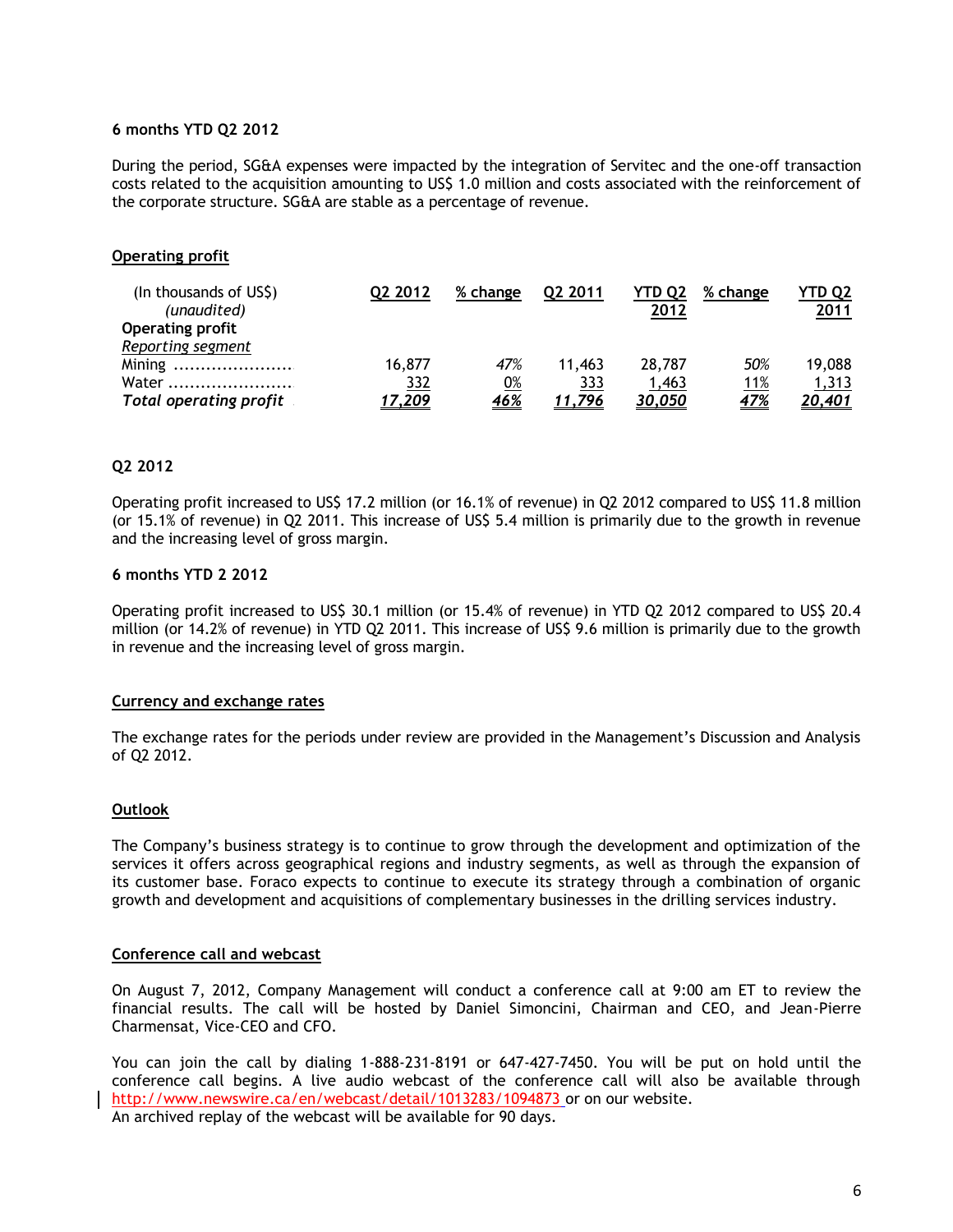**6 months YTD Q2 2012**

During the period, SG&A expenses were impacted by the integration of Servitec and the one-off transaction costs related to the acquisition amounting to US$ 1.0 million and costs associated with the reinforcement of the corporate structure. SG&A are stable as a percentage of revenue.

## Operating profit

| (In thousands of US$) *(unaudited)* | Q2 2012 | % change | Q2 2011 | YTD Q2 2012 | % change | YTD Q2 2011 |
|---|---|---|---|---|---|---|
| **Operating profit** | | | | | | |
| *Reporting segment* | | | | | | |
| Mining | 16,877 | *47%* | 11,463 | 28,787 | *50%* | 19,088 |
| Water | 332 | 0% | 333 | 1,463 | 11% | 1,313 |
| ***Total operating profit*** | ***17,209*** | ***46%*** | ***11,796*** | ***30,050*** | ***47%*** | ***20,401*** |

**Q2 2012**

Operating profit increased to US$ 17.2 million (or 16.1% of revenue) in Q2 2012 compared to US$ 11.8 million (or 15.1% of revenue) in Q2 2011. This increase of US$ 5.4 million is primarily due to the growth in revenue and the increasing level of gross margin.

**6 months YTD 2 2012**

Operating profit increased to US$ 30.1 million (or 15.4% of revenue) in YTD Q2 2012 compared to US$ 20.4 million (or 14.2% of revenue) in YTD Q2 2011. This increase of US$ 9.6 million is primarily due to the growth in revenue and the increasing level of gross margin.

## Currency and exchange rates

The exchange rates for the periods under review are provided in the Management's Discussion and Analysis of Q2 2012.

## Outlook

The Company's business strategy is to continue to grow through the development and optimization of the services it offers across geographical regions and industry segments, as well as through the expansion of its customer base. Foraco expects to continue to execute its strategy through a combination of organic growth and development and acquisitions of complementary businesses in the drilling services industry.

## Conference call and webcast

On August 7, 2012, Company Management will conduct a conference call at 9:00 am ET to review the financial results. The call will be hosted by Daniel Simoncini, Chairman and CEO, and Jean-Pierre Charmensat, Vice-CEO and CFO.

You can join the call by dialing 1-888-231-8191 or 647-427-7450. You will be put on hold until the conference call begins. A live audio webcast of the conference call will also be available through http://www.newswire.ca/en/webcast/detail/1013283/1094873 or on our website.
An archived replay of the webcast will be available for 90 days.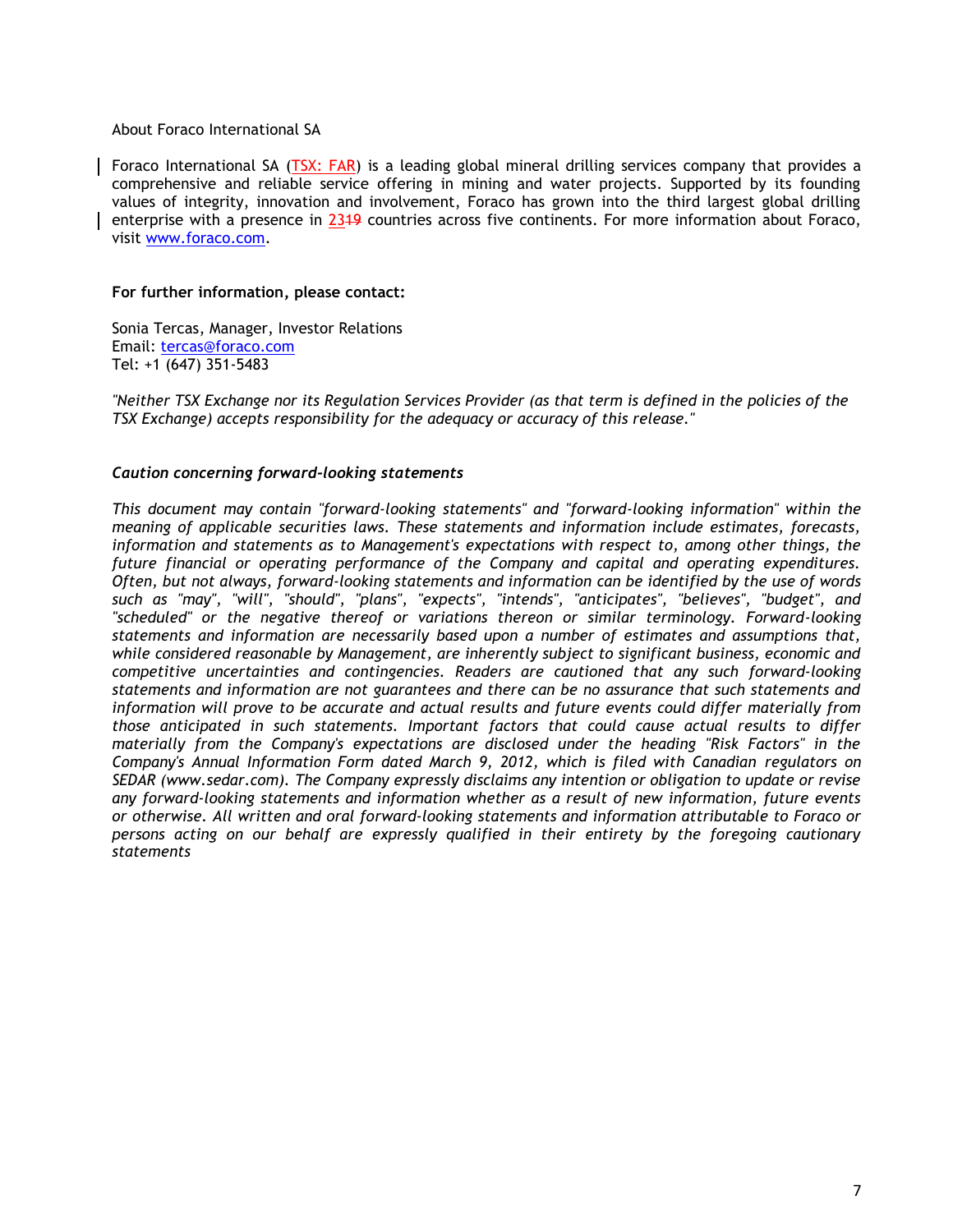About Foraco International SA

Foraco International SA (TSX: FAR) is a leading global mineral drilling services company that provides a comprehensive and reliable service offering in mining and water projects. Supported by its founding values of integrity, innovation and involvement, Foraco has grown into the third largest global drilling enterprise with a presence in 2319 countries across five continents. For more information about Foraco, visit www.foraco.com.

**For further information, please contact:**

Sonia Tercas, Manager, Investor Relations
Email: tercas@foraco.com
Tel: +1 (647) 351-5483

*"Neither TSX Exchange nor its Regulation Services Provider (as that term is defined in the policies of the TSX Exchange) accepts responsibility for the adequacy or accuracy of this release."*

***Caution concerning forward-looking statements***

*This document may contain "forward-looking statements" and "forward-looking information" within the meaning of applicable securities laws. These statements and information include estimates, forecasts, information and statements as to Management's expectations with respect to, among other things, the future financial or operating performance of the Company and capital and operating expenditures. Often, but not always, forward-looking statements and information can be identified by the use of words such as "may", "will", "should", "plans", "expects", "intends", "anticipates", "believes", "budget", and "scheduled" or the negative thereof or variations thereon or similar terminology. Forward-looking statements and information are necessarily based upon a number of estimates and assumptions that, while considered reasonable by Management, are inherently subject to significant business, economic and competitive uncertainties and contingencies. Readers are cautioned that any such forward-looking statements and information are not guarantees and there can be no assurance that such statements and information will prove to be accurate and actual results and future events could differ materially from those anticipated in such statements. Important factors that could cause actual results to differ materially from the Company's expectations are disclosed under the heading "Risk Factors" in the Company's Annual Information Form dated March 9, 2012, which is filed with Canadian regulators on SEDAR (www.sedar.com). The Company expressly disclaims any intention or obligation to update or revise any forward-looking statements and information whether as a result of new information, future events or otherwise. All written and oral forward-looking statements and information attributable to Foraco or persons acting on our behalf are expressly qualified in their entirety by the foregoing cautionary statements*